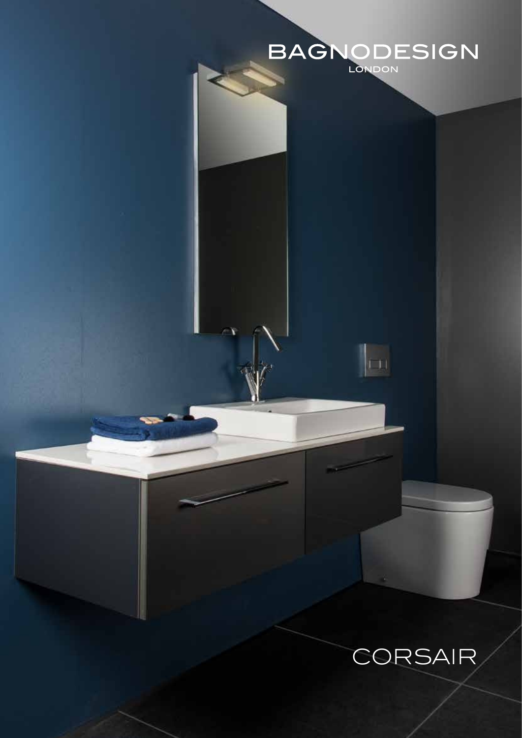BAGNODESIGN

LONDON

# CORSAIR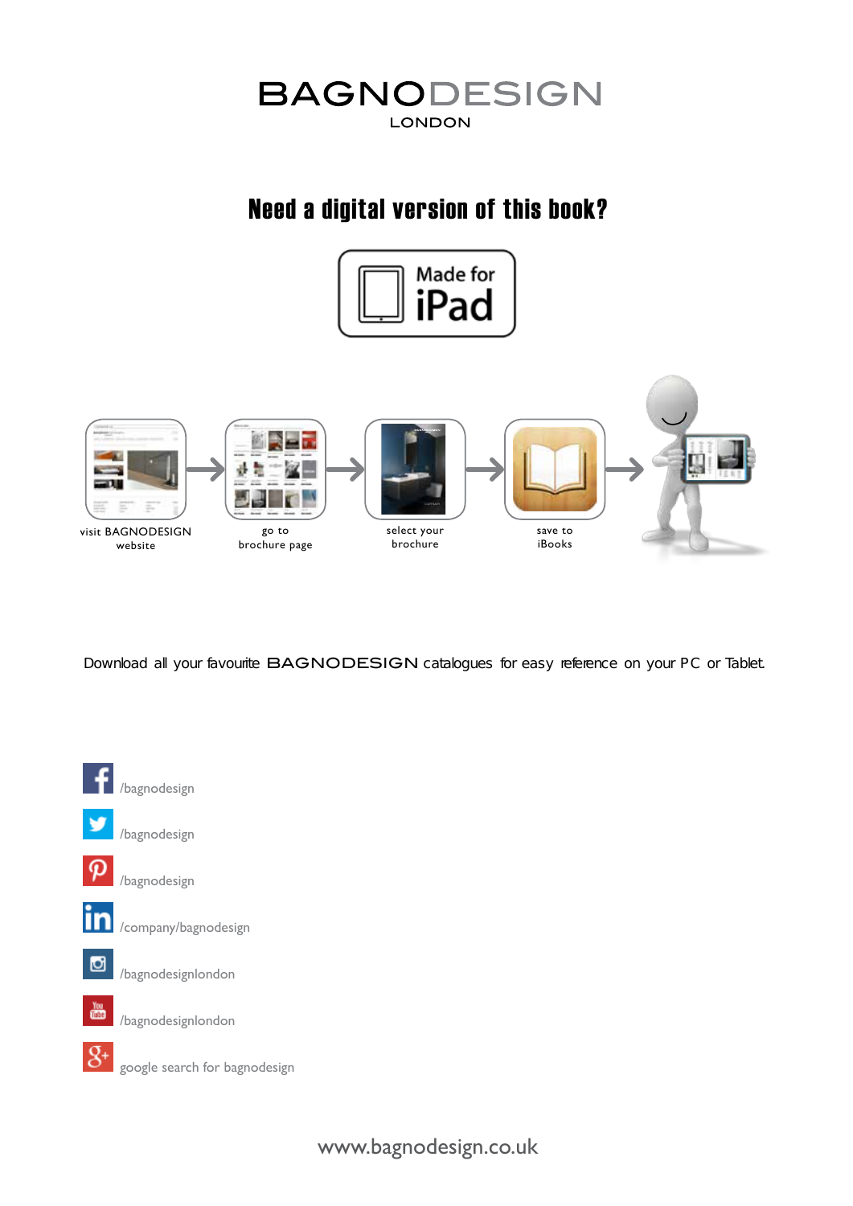# BAGNODESIGN

LONDON

## Need a digital version of this book?

Made for iPad

visit BAGNODESIGN website → go to brochure page → select your brochure → save to iBooks

Download all your favourite BAGNODESIGN catalogues for easy reference on your PC or Tablet.

/bagnodesign

/bagnodesign

/bagnodesign

/company/bagnodesign

/bagnodesignlondon

/bagnodesignlondon

google search for bagnodesign

www.bagnodesign.co.uk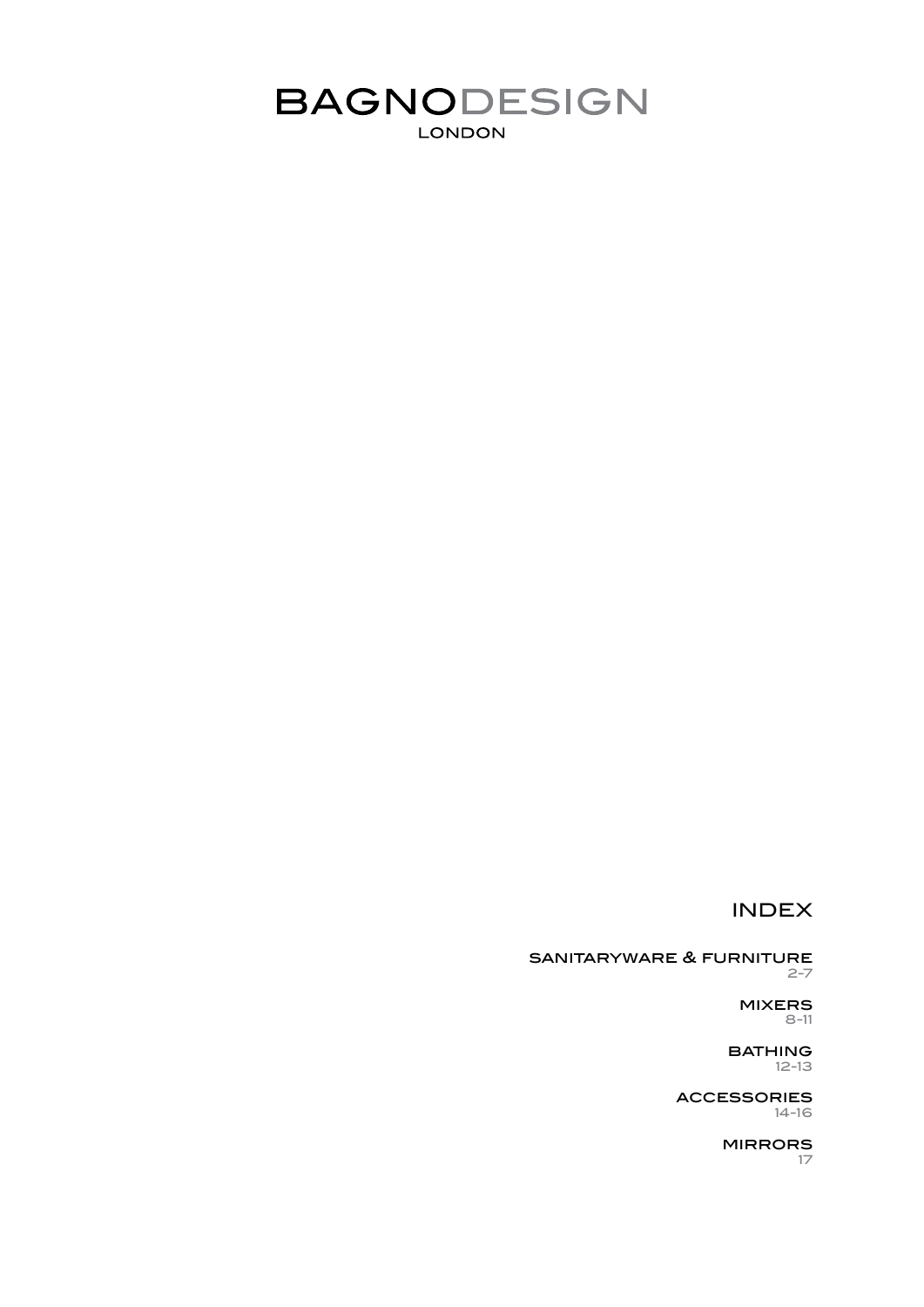# BAGNODESIGN
LONDON

## INDEX

**SANITARYWARE & FURNITURE**
2-7

**MIXERS**
8-11

**BATHING**
12-13

**ACCESSORIES**
14-16

**MIRRORS**
17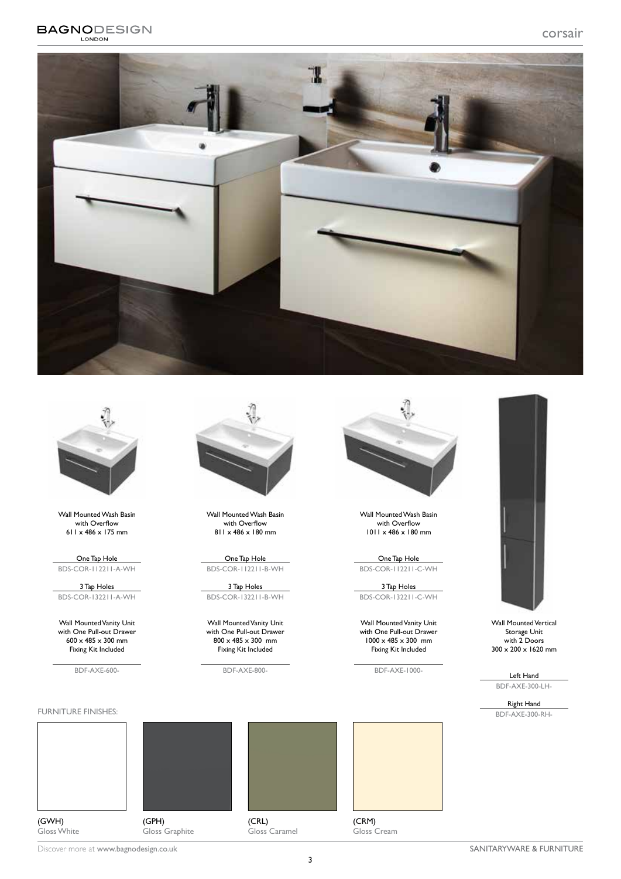# corsair

Wall Mounted Wash Basin with Overflow
611 x 486 x 175 mm

One Tap Hole
BDS-COR-112211-A-WH

3 Tap Holes
BDS-COR-132211-A-WH

Wall Mounted Vanity Unit with One Pull-out Drawer
600 x 485 x 300 mm
Fixing Kit Included

BDF-AXE-600-

Wall Mounted Wash Basin with Overflow
811 x 486 x 180 mm

One Tap Hole
BDS-COR-112211-B-WH

3 Tap Holes
BDS-COR-132211-B-WH

Wall Mounted Vanity Unit with One Pull-out Drawer
800 x 485 x 300 mm
Fixing Kit Included

BDF-AXE-800-

Wall Mounted Wash Basin with Overflow
1011 x 486 x 180 mm

One Tap Hole
BDS-COR-112211-C-WH

3 Tap Holes
BDS-COR-132211-C-WH

Wall Mounted Vanity Unit with One Pull-out Drawer
1000 x 485 x 300 mm
Fixing Kit Included

BDF-AXE-1000-

Wall Mounted Vertical Storage Unit with 2 Doors
300 x 200 x 1620 mm

Left Hand
BDF-AXE-300-LH-

Right Hand
BDF-AXE-300-RH-

FURNITURE FINISHES:

(GWH)
Gloss White

(GPH)
Gloss Graphite

(CRL)
Gloss Caramel

(CRM)
Gloss Cream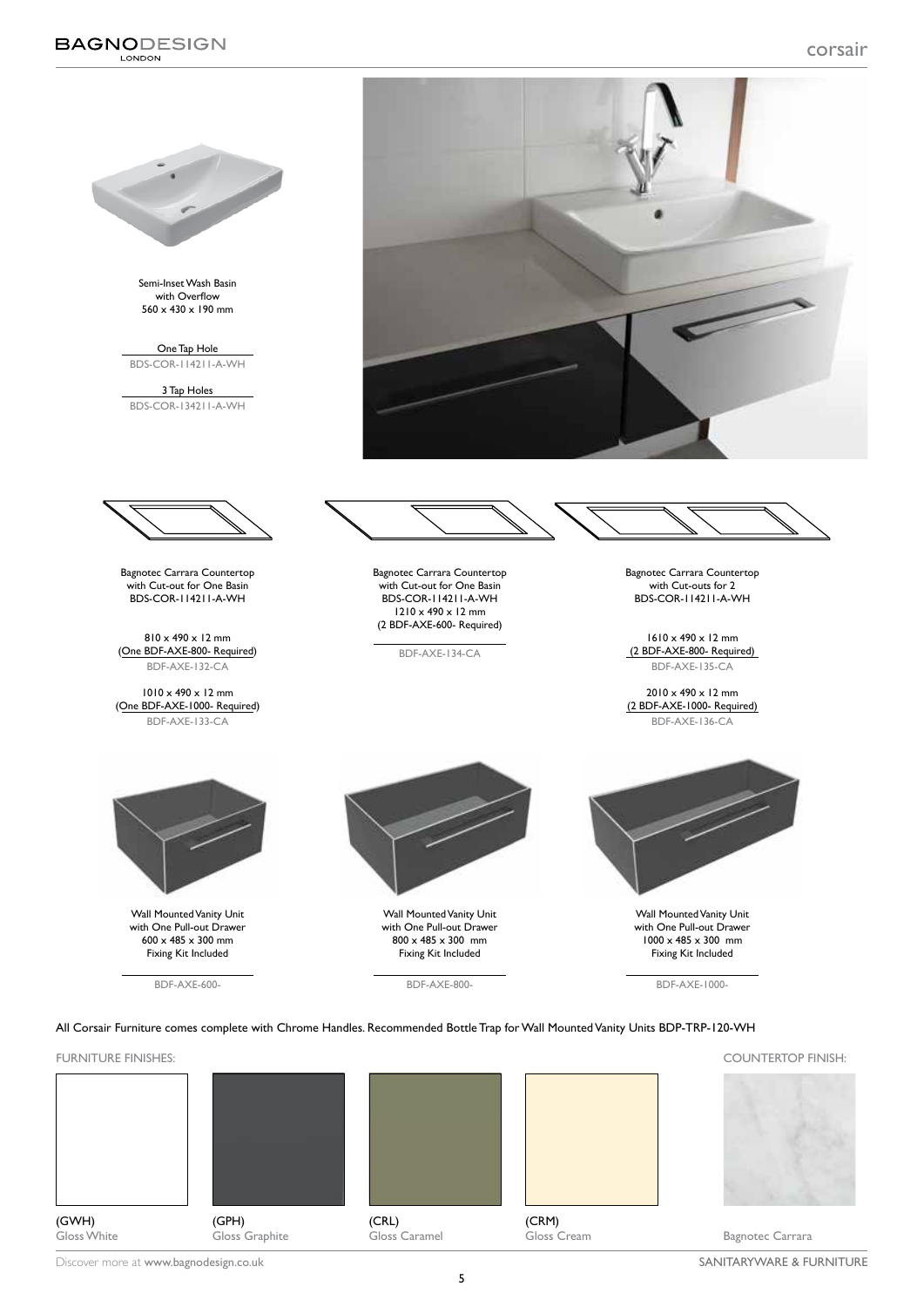# corsair

Semi-Inset Wash Basin
with Overflow
560 x 430 x 190 mm

One Tap Hole
BDS-COR-114211-A-WH

3 Tap Holes
BDS-COR-134211-A-WH

Bagnotec Carrara Countertop
with Cut-out for One Basin
BDS-COR-114211-A-WH

810 x 490 x 12 mm
(One BDF-AXE-800- Required)
BDF-AXE-132-CA

1010 x 490 x 12 mm
(One BDF-AXE-1000- Required)
BDF-AXE-133-CA

Bagnotec Carrara Countertop
with Cut-out for One Basin
BDS-COR-114211-A-WH
1210 x 490 x 12 mm
(2 BDF-AXE-600- Required)

BDF-AXE-134-CA

Bagnotec Carrara Countertop
with Cut-outs for 2
BDS-COR-114211-A-WH

1610 x 490 x 12 mm
(2 BDF-AXE-800- Required)
BDF-AXE-135-CA

2010 x 490 x 12 mm
(2 BDF-AXE-1000- Required)
BDF-AXE-136-CA

Wall Mounted Vanity Unit
with One Pull-out Drawer
600 x 485 x 300 mm
Fixing Kit Included

BDF-AXE-600-

Wall Mounted Vanity Unit
with One Pull-out Drawer
800 x 485 x 300 mm
Fixing Kit Included

BDF-AXE-800-

Wall Mounted Vanity Unit
with One Pull-out Drawer
1000 x 485 x 300 mm
Fixing Kit Included

BDF-AXE-1000-

All Corsair Furniture comes complete with Chrome Handles. Recommended Bottle Trap for Wall Mounted Vanity Units BDP-TRP-120-WH

FURNITURE FINISHES:

(GWH)
Gloss White

(GPH)
Gloss Graphite

(CRL)
Gloss Caramel

(CRM)
Gloss Cream

COUNTERTOP FINISH:

Bagnotec Carrara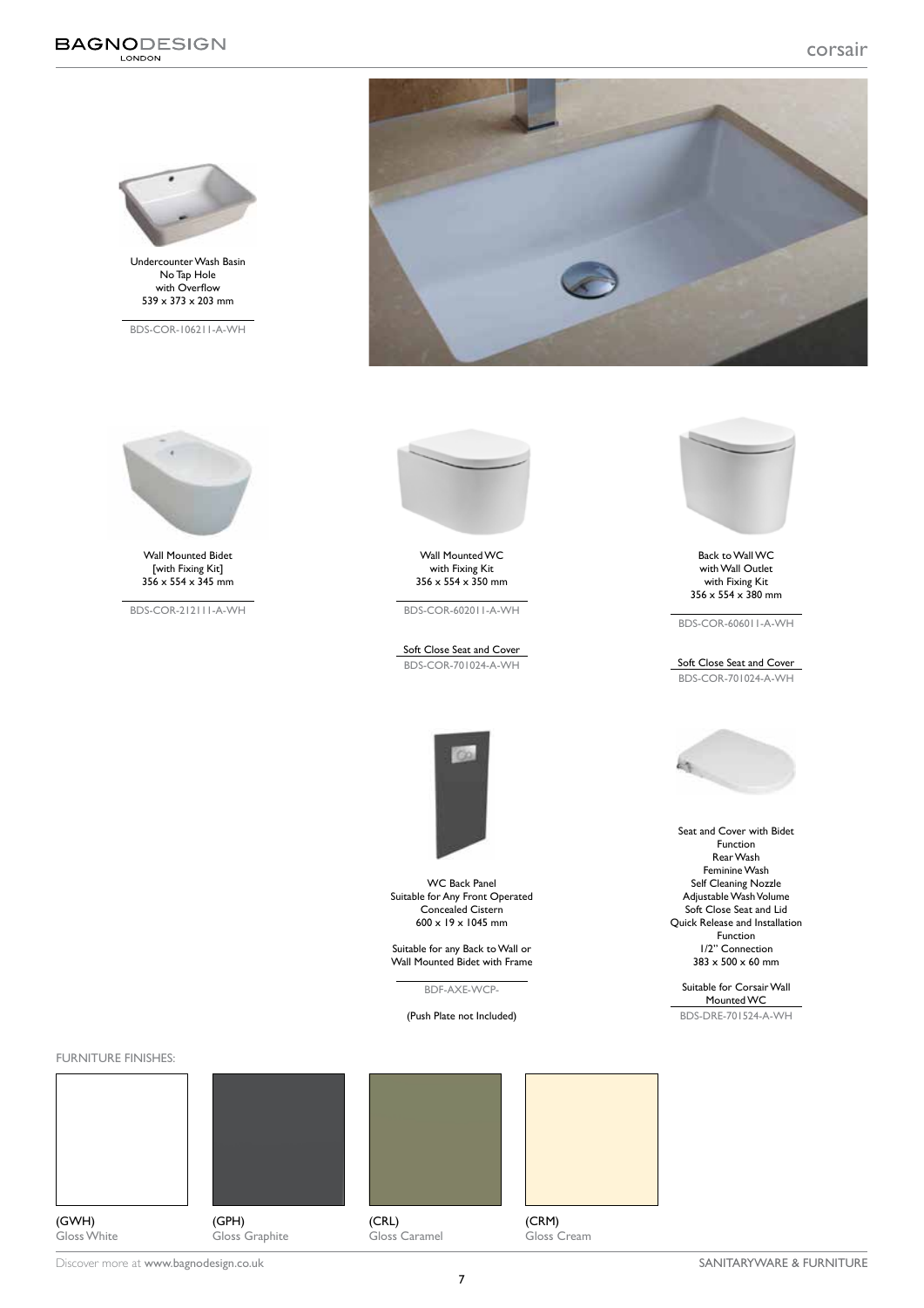# corsair

Undercounter Wash Basin
No Tap Hole
with Overflow
539 x 373 x 203 mm

BDS-COR-106211-A-WH

Wall Mounted Bidet
[with Fixing Kit]
356 x 554 x 345 mm

BDS-COR-212111-A-WH

Wall Mounted WC
with Fixing Kit
356 x 554 x 350 mm

BDS-COR-602011-A-WH

Soft Close Seat and Cover
BDS-COR-701024-A-WH

Back to Wall WC
with Wall Outlet
with Fixing Kit
356 x 554 x 380 mm

BDS-COR-606011-A-WH

Soft Close Seat and Cover
BDS-COR-701024-A-WH

WC Back Panel
Suitable for Any Front Operated
Concealed Cistern
600 x 19 x 1045 mm

Suitable for any Back to Wall or
Wall Mounted Bidet with Frame

BDF-AXE-WCP-

(Push Plate not Included)

Seat and Cover with Bidet
Function
Rear Wash
Feminine Wash
Self Cleaning Nozzle
Adjustable Wash Volume
Soft Close Seat and Lid
Quick Release and Installation
Function
1/2" Connection
383 x 500 x 60 mm

Suitable for Corsair Wall
Mounted WC

BDS-DRE-701524-A-WH

FURNITURE FINISHES:

(GWH)
Gloss White

(GPH)
Gloss Graphite

(CRL)
Gloss Caramel

(CRM)
Gloss Cream

Discover more at www.bagnodesign.co.uk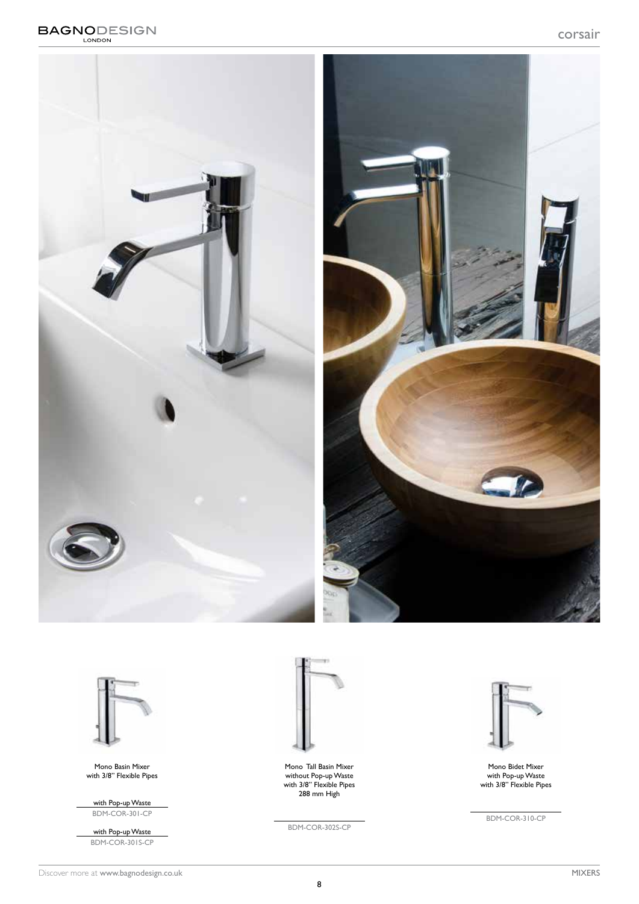Mono Basin Mixer
with 3/8" Flexible Pipes

with Pop-up Waste
BDM-COR-301-CP

with Pop-up Waste
BDM-COR-301S-CP

Mono Tall Basin Mixer
without Pop-up Waste
with 3/8" Flexible Pipes
288 mm High

BDM-COR-302S-CP

Mono Bidet Mixer
with Pop-up Waste
with 3/8" Flexible Pipes

BDM-COR-310-CP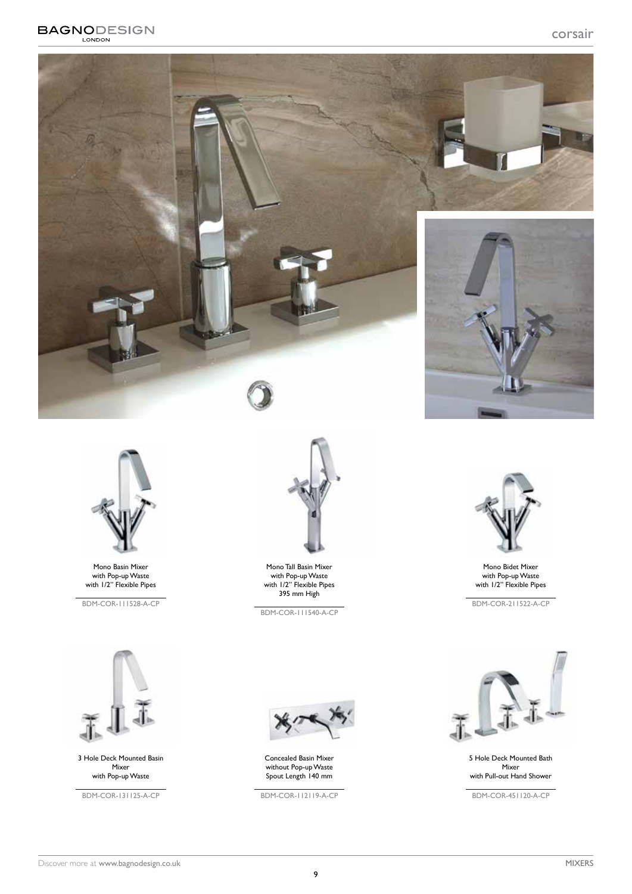# corsair

Mono Basin Mixer
with Pop-up Waste
with 1/2" Flexible Pipes

BDM-COR-111528-A-CP

Mono Tall Basin Mixer
with Pop-up Waste
with 1/2" Flexible Pipes
395 mm High

BDM-COR-111540-A-CP

Mono Bidet Mixer
with Pop-up Waste
with 1/2" Flexible Pipes

BDM-COR-211522-A-CP

3 Hole Deck Mounted Basin
Mixer
with Pop-up Waste

BDM-COR-131125-A-CP

Concealed Basin Mixer
without Pop-up Waste
Spout Length 140 mm

BDM-COR-112119-A-CP

5 Hole Deck Mounted Bath
Mixer
with Pull-out Hand Shower

BDM-COR-451120-A-CP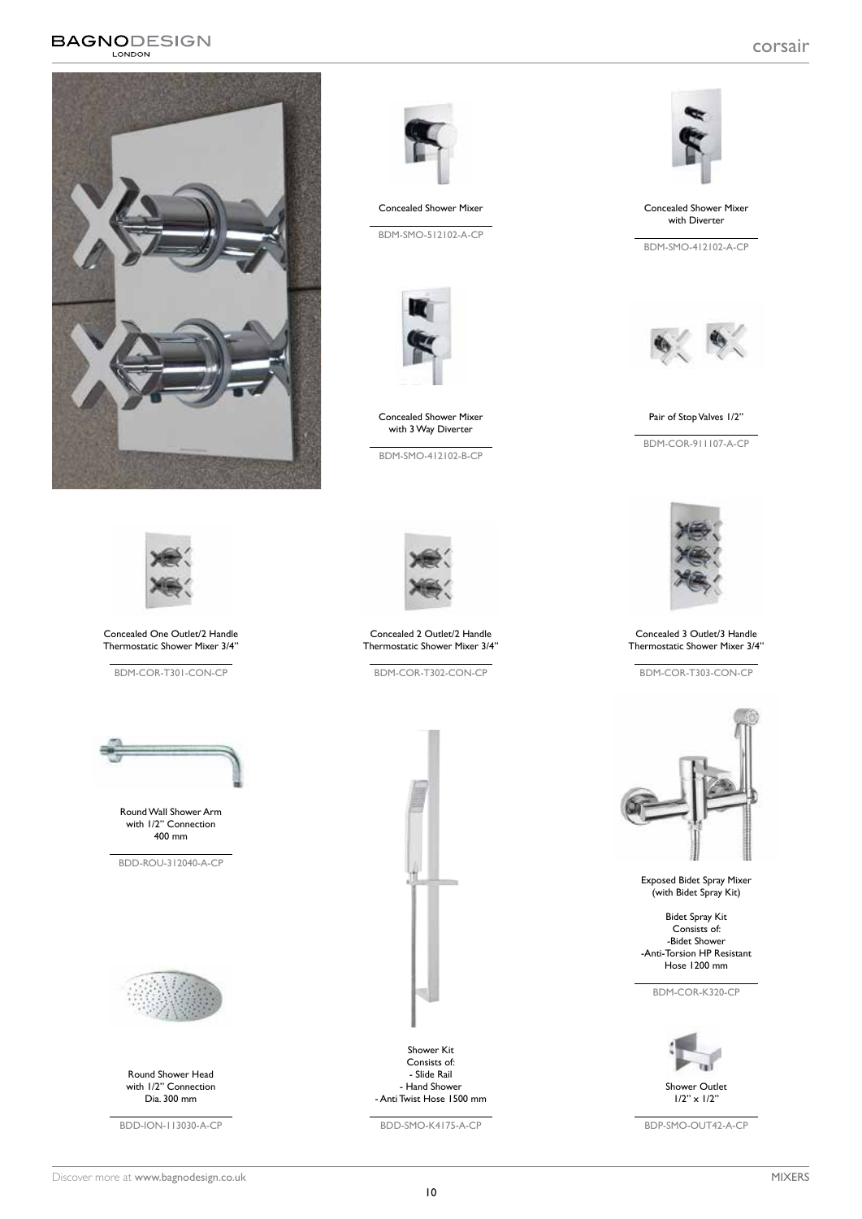# corsair

Concealed Shower Mixer

BDM-SMO-512102-A-CP

Concealed Shower Mixer with Diverter

BDM-SMO-412102-A-CP

Concealed Shower Mixer with 3 Way Diverter

BDM-SMO-412102-B-CP

Pair of Stop Valves 1/2"

BDM-COR-911107-A-CP

Concealed One Outlet/2 Handle Thermostatic Shower Mixer 3/4"

BDM-COR-T301-CON-CP

Concealed 2 Outlet/2 Handle Thermostatic Shower Mixer 3/4"

BDM-COR-T302-CON-CP

Concealed 3 Outlet/3 Handle Thermostatic Shower Mixer 3/4"

BDM-COR-T303-CON-CP

Round Wall Shower Arm with 1/2" Connection 400 mm

BDD-ROU-312040-A-CP

Exposed Bidet Spray Mixer (with Bidet Spray Kit)

Bidet Spray Kit
Consists of:
-Bidet Shower
-Anti-Torsion HP Resistant Hose 1200 mm

BDM-COR-K320-CP

Round Shower Head with 1/2" Connection Dia. 300 mm

BDD-ION-113030-A-CP

Shower Kit
Consists of:
- Slide Rail
- Hand Shower
- Anti Twist Hose 1500 mm

BDD-SMO-K4175-A-CP

Shower Outlet 1/2" x 1/2"

BDP-SMO-OUT42-A-CP

Discover more at www.bagnodesign.co.uk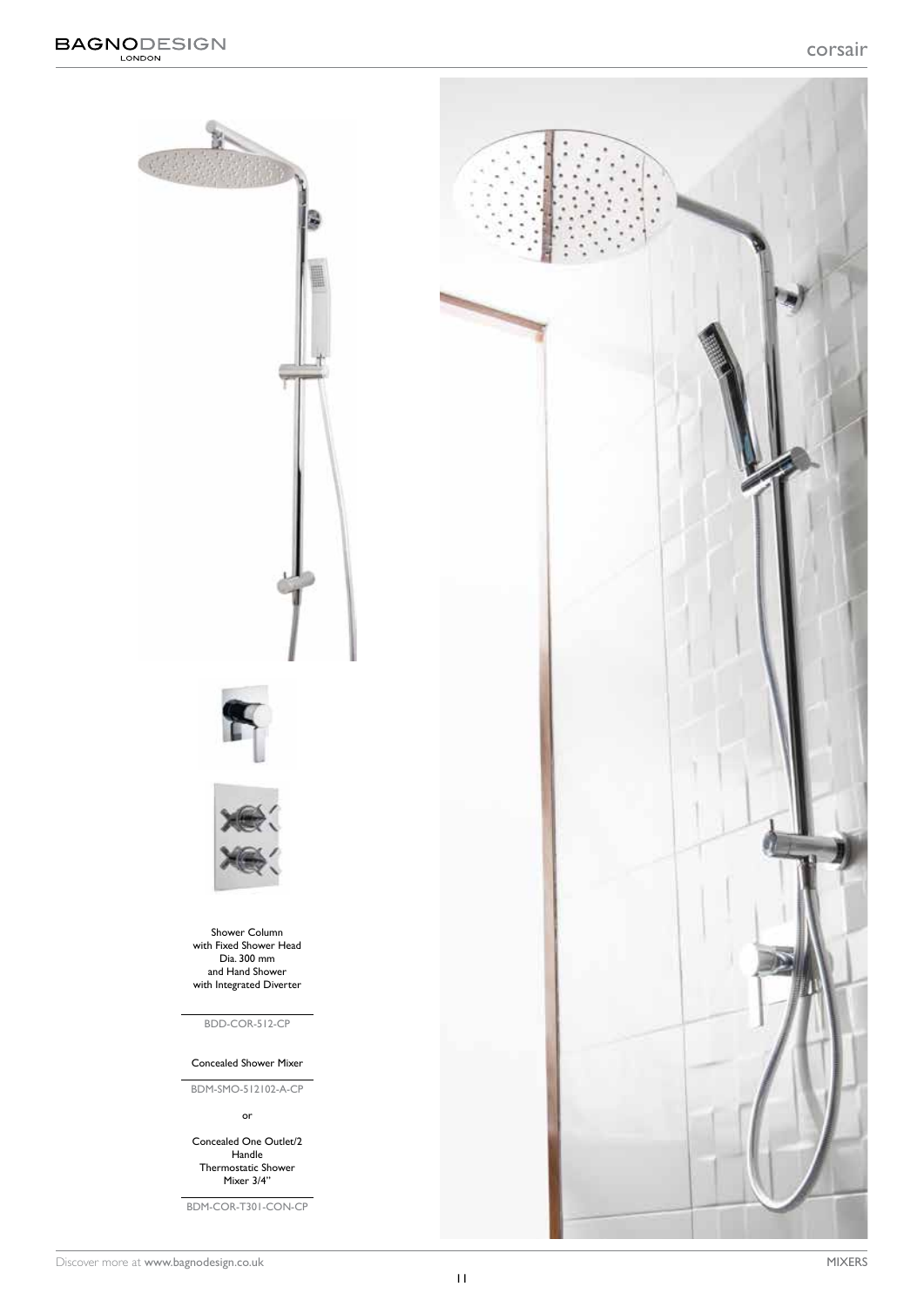Shower Column
with Fixed Shower Head
Dia. 300 mm
and Hand Shower
with Integrated Diverter

BDD-COR-512-CP

Concealed Shower Mixer

BDM-SMO-512102-A-CP

or

Concealed One Outlet/2
Handle
Thermostatic Shower
Mixer 3/4"

BDM-COR-T301-CON-CP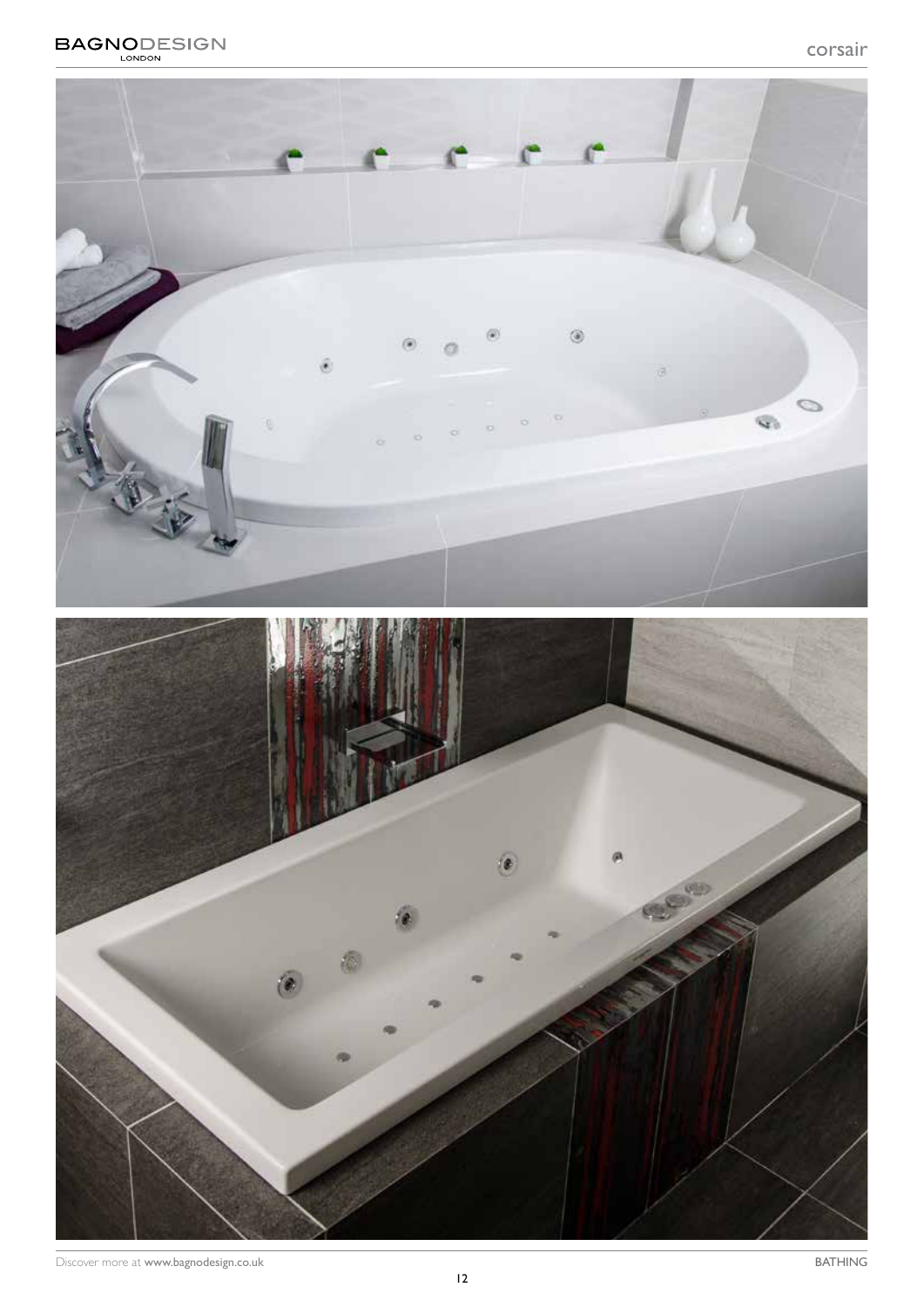# corsair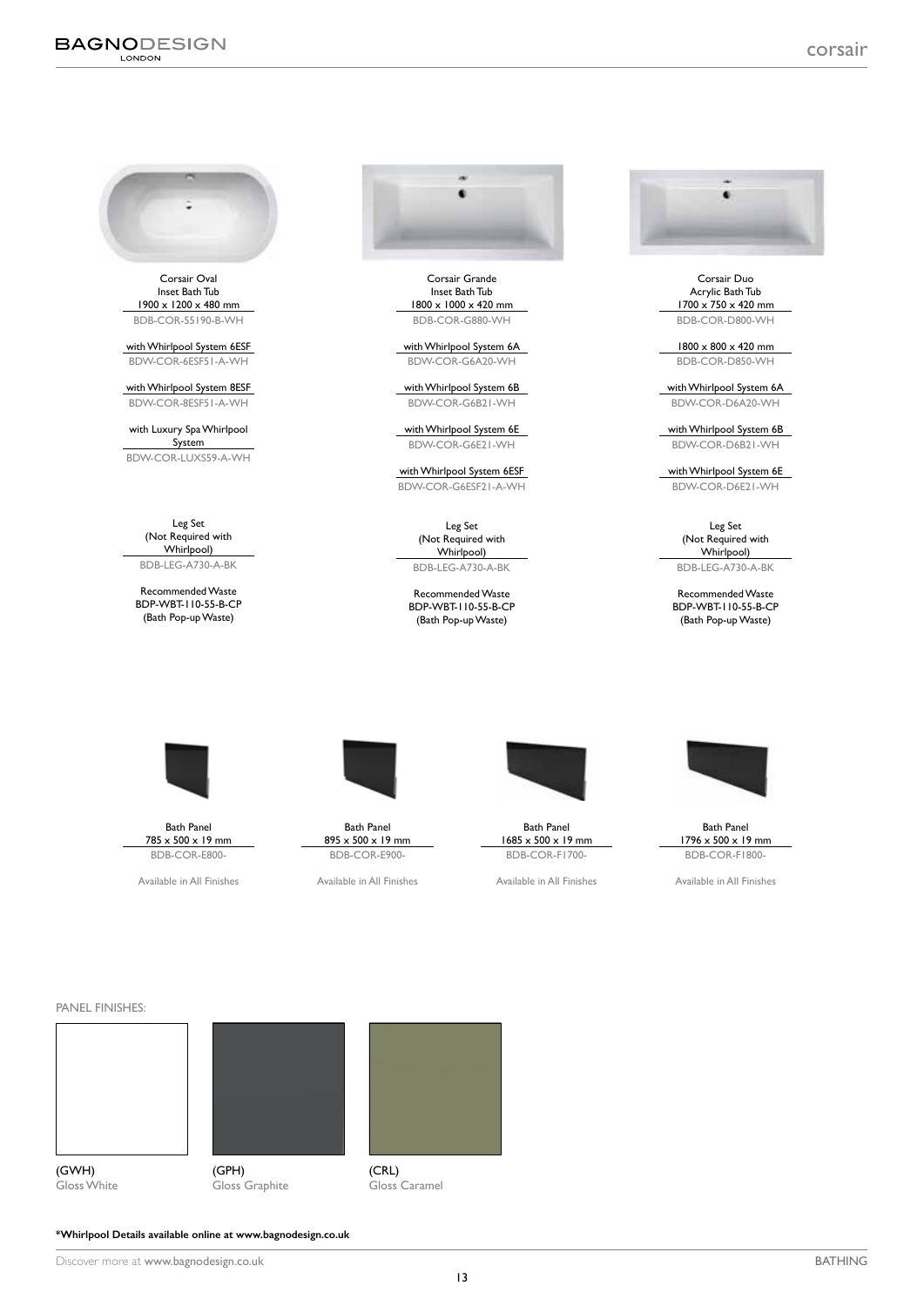# corsair

**Corsair Oval**
Inset Bath Tub
1900 x 1200 x 480 mm
BDB-COR-55190-B-WH

with Whirlpool System 6ESF
BDW-COR-6ESF51-A-WH

with Whirlpool System 8ESF
BDW-COR-8ESF51-A-WH

with Luxury Spa Whirlpool System
BDW-COR-LUXS59-A-WH

Leg Set
(Not Required with Whirlpool)
BDB-LEG-A730-A-BK

Recommended Waste
BDP-WBT-110-55-B-CP
(Bath Pop-up Waste)

**Corsair Grande**
Inset Bath Tub
1800 x 1000 x 420 mm
BDB-COR-G880-WH

with Whirlpool System 6A
BDW-COR-G6A20-WH

with Whirlpool System 6B
BDW-COR-G6B21-WH

with Whirlpool System 6E
BDW-COR-G6E21-WH

with Whirlpool System 6ESF
BDW-COR-G6ESF21-A-WH

Leg Set
(Not Required with Whirlpool)
BDB-LEG-A730-A-BK

Recommended Waste
BDP-WBT-110-55-B-CP
(Bath Pop-up Waste)

**Corsair Duo**
Acrylic Bath Tub
1700 x 750 x 420 mm
BDB-COR-D800-WH

1800 x 800 x 420 mm
BDB-COR-D850-WH

with Whirlpool System 6A
BDW-COR-D6A20-WH

with Whirlpool System 6B
BDW-COR-D6B21-WH

with Whirlpool System 6E
BDW-COR-D6E21-WH

Leg Set
(Not Required with Whirlpool)
BDB-LEG-A730-A-BK

Recommended Waste
BDP-WBT-110-55-B-CP
(Bath Pop-up Waste)

**Bath Panel**
785 x 500 x 19 mm
BDB-COR-E800-
Available in All Finishes

**Bath Panel**
895 x 500 x 19 mm
BDB-COR-E900-
Available in All Finishes

**Bath Panel**
1685 x 500 x 19 mm
BDB-COR-F1700-
Available in All Finishes

**Bath Panel**
1796 x 500 x 19 mm
BDB-COR-F1800-
Available in All Finishes

PANEL FINISHES:

(GWH)
Gloss White

(GPH)
Gloss Graphite

(CRL)
Gloss Caramel

**\*Whirlpool Details available online at www.bagnodesign.co.uk**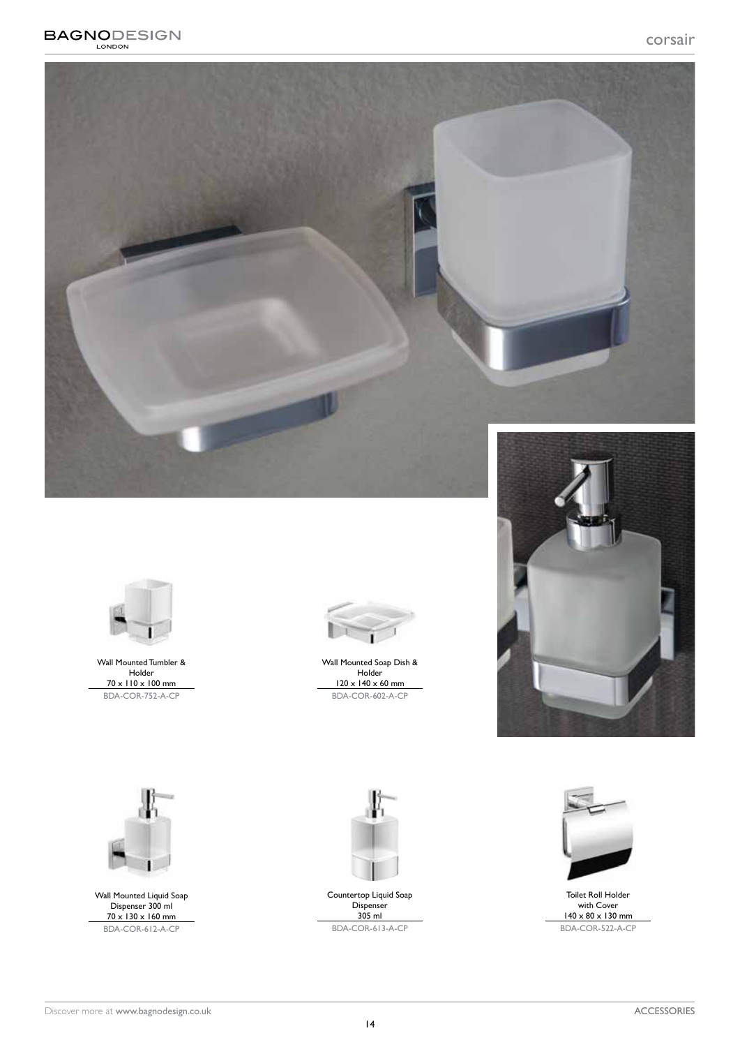Wall Mounted Tumbler & Holder
70 x 110 x 100 mm
BDA-COR-752-A-CP

Wall Mounted Soap Dish & Holder
120 x 140 x 60 mm
BDA-COR-602-A-CP

Wall Mounted Liquid Soap Dispenser 300 ml
70 x 130 x 160 mm
BDA-COR-612-A-CP

Countertop Liquid Soap Dispenser
305 ml
BDA-COR-613-A-CP

Toilet Roll Holder with Cover
140 x 80 x 130 mm
BDA-COR-522-A-CP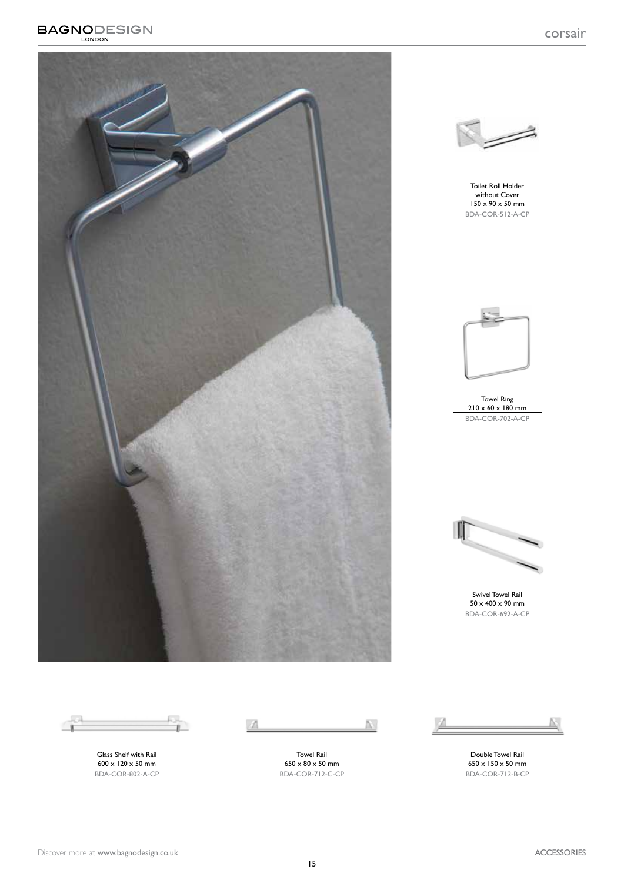Toilet Roll Holder without Cover
150 x 90 x 50 mm
BDA-COR-512-A-CP

Towel Ring
210 x 60 x 180 mm
BDA-COR-702-A-CP

Swivel Towel Rail
50 x 400 x 90 mm
BDA-COR-692-A-CP

Glass Shelf with Rail
600 x 120 x 50 mm
BDA-COR-802-A-CP

Towel Rail
650 x 80 x 50 mm
BDA-COR-712-C-CP

Double Towel Rail
650 x 150 x 50 mm
BDA-COR-712-B-CP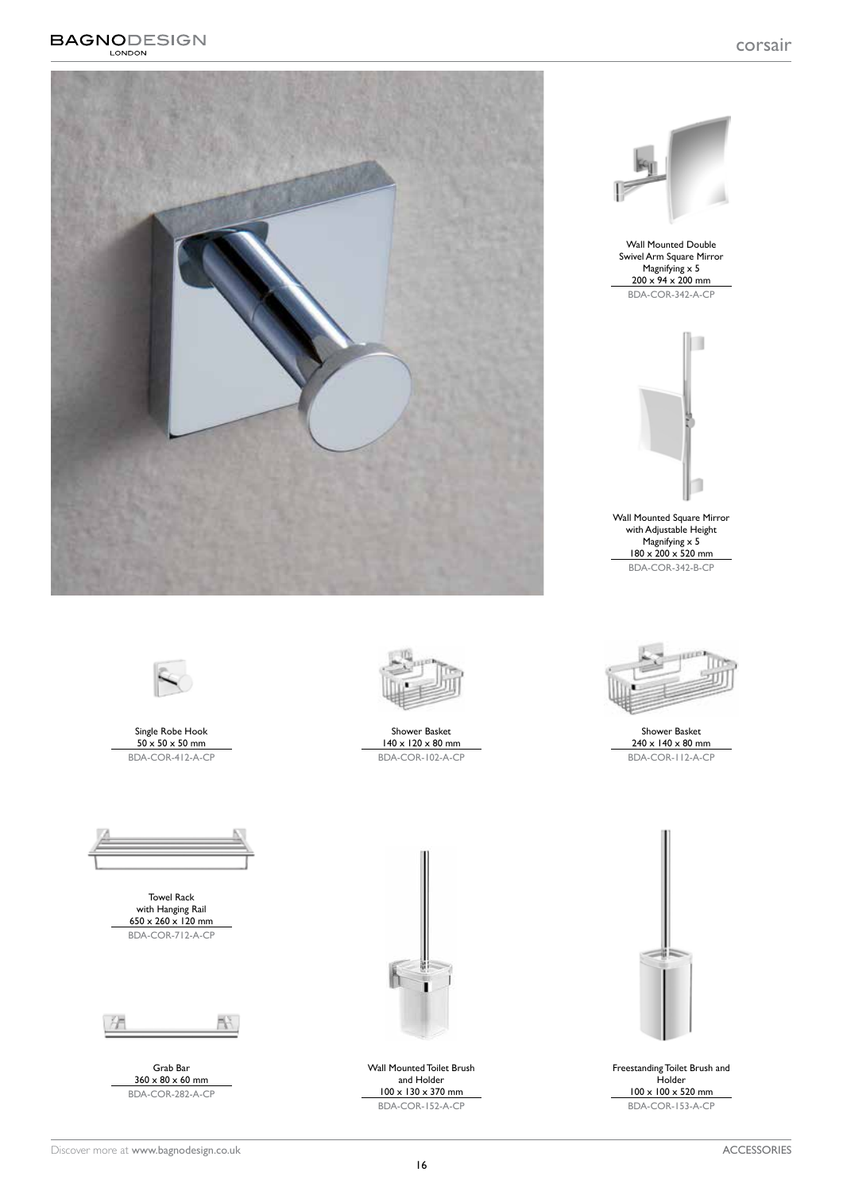Wall Mounted Double Swivel Arm Square Mirror
Magnifying x 5
200 x 94 x 200 mm
BDA-COR-342-A-CP

Wall Mounted Square Mirror with Adjustable Height
Magnifying x 5
180 x 200 x 520 mm
BDA-COR-342-B-CP

Single Robe Hook
50 x 50 x 50 mm
BDA-COR-412-A-CP

Shower Basket
140 x 120 x 80 mm
BDA-COR-102-A-CP

Shower Basket
240 x 140 x 80 mm
BDA-COR-112-A-CP

Towel Rack with Hanging Rail
650 x 260 x 120 mm
BDA-COR-712-A-CP

Grab Bar
360 x 80 x 60 mm
BDA-COR-282-A-CP

Wall Mounted Toilet Brush and Holder
100 x 130 x 370 mm
BDA-COR-152-A-CP

Freestanding Toilet Brush and Holder
100 x 100 x 520 mm
BDA-COR-153-A-CP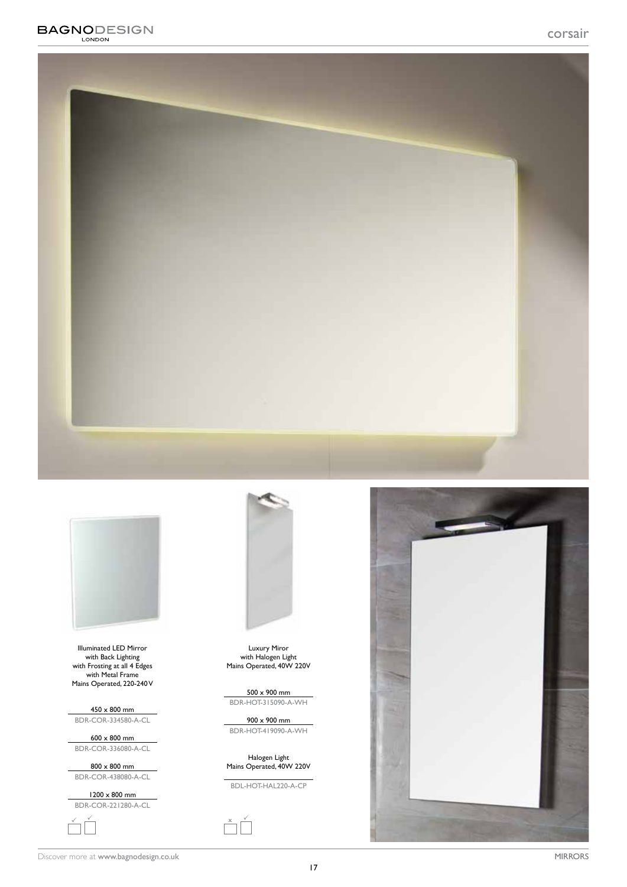Illuminated LED Mirror
with Back Lighting
with Frosting at all 4 Edges
with Metal Frame
Mains Operated, 220-240 V

450 x 800 mm
BDR-COR-334580-A-CL

600 x 800 mm
BDR-COR-336080-A-CL

800 x 800 mm
BDR-COR-438080-A-CL

1200 x 800 mm
BDR-COR-221280-A-CL

✓ ✓

Luxury Miror
with Halogen Light
Mains Operated, 40W 220V

500 x 900 mm
BDR-HOT-315090-A-WH

900 x 900 mm
BDR-HOT-419090-A-WH

Halogen Light
Mains Operated, 40W 220V

BDL-HOT-HAL220-A-CP

× ✓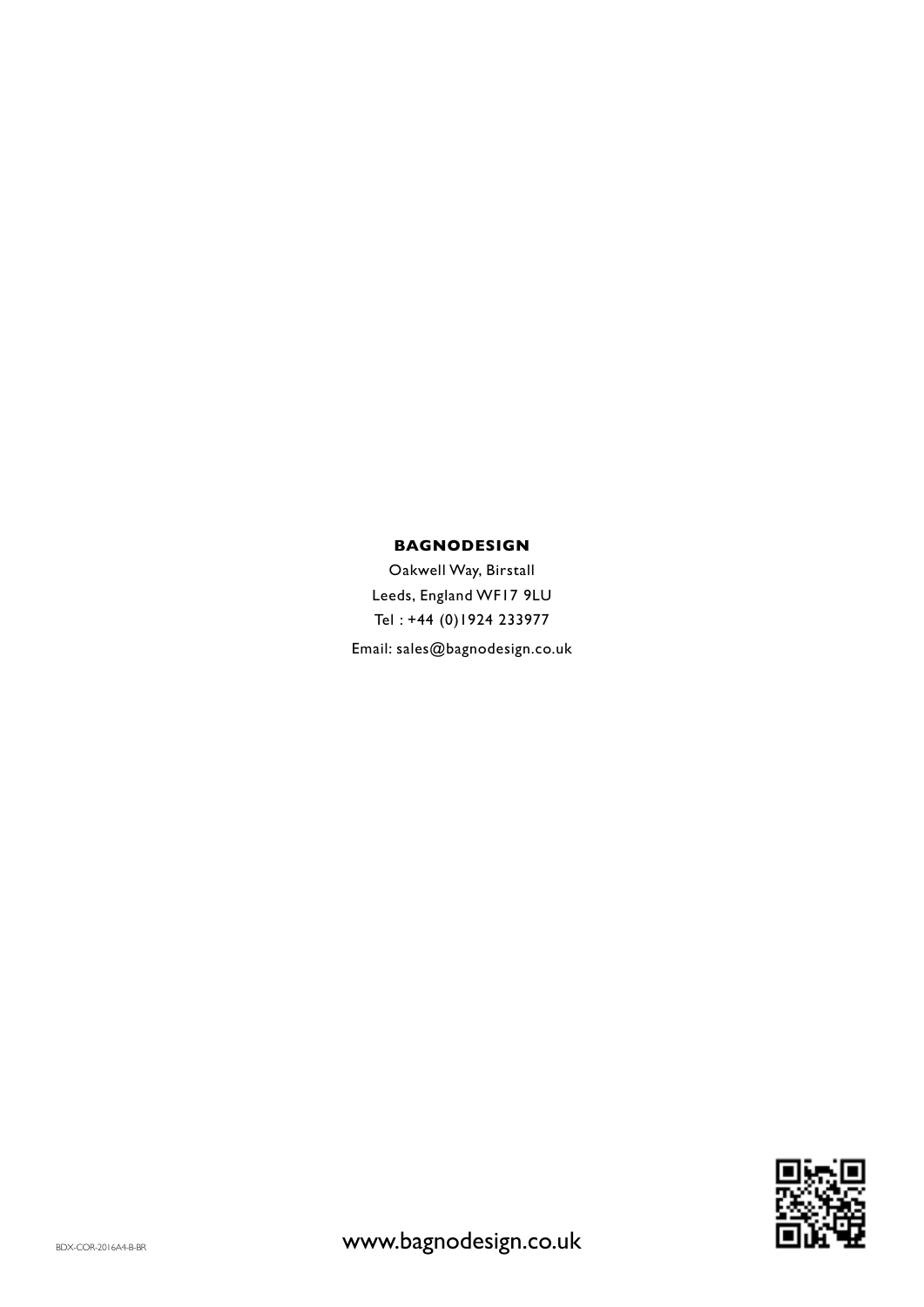**BAGNODESIGN**

Oakwell Way, Birstall

Leeds, England WF17 9LU

Tel : +44 (0)1924 233977

Email: sales@bagnodesign.co.uk

BDX-COR-2016A4-B-BR

www.bagnodesign.co.uk